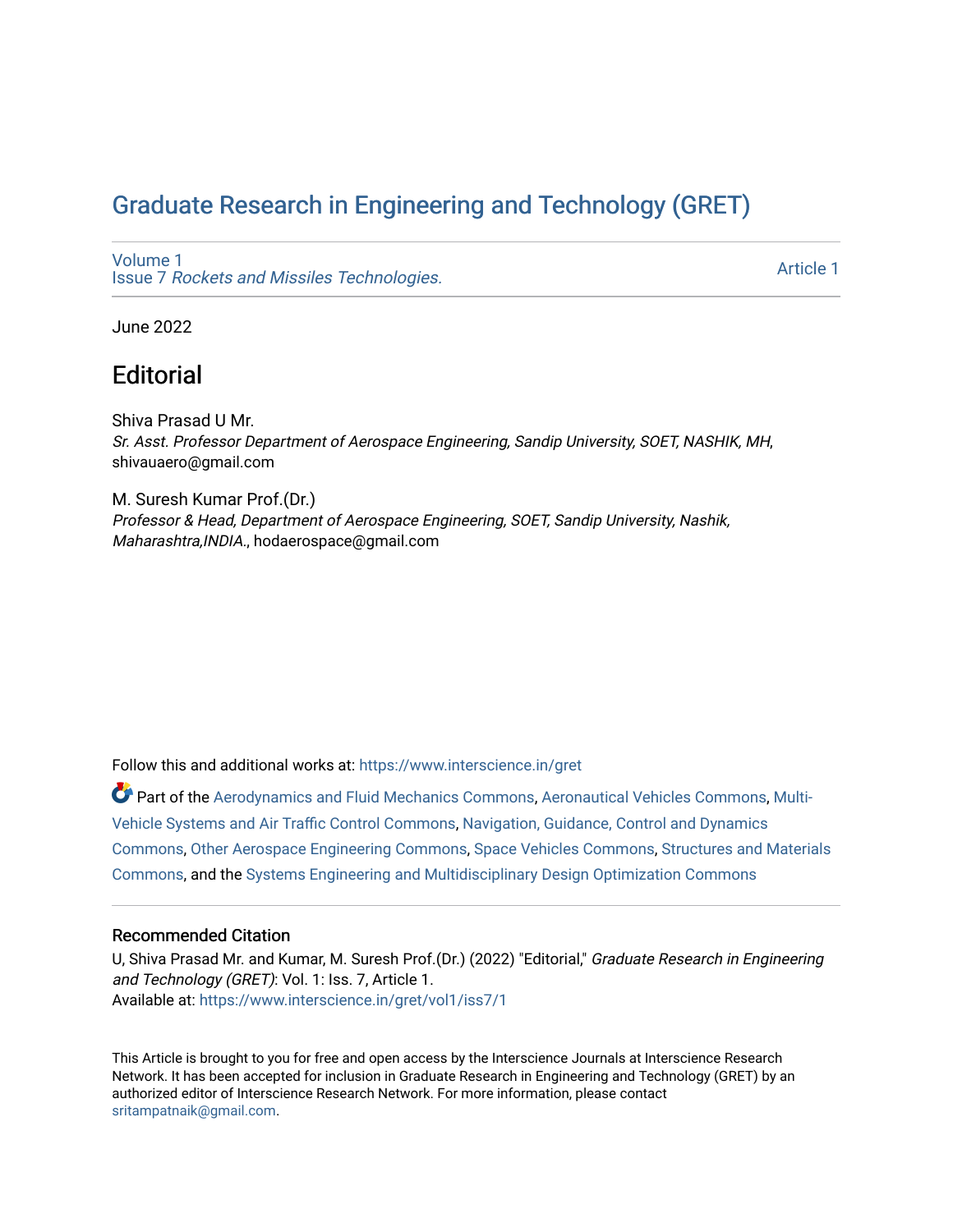# Graduate Research in Engineering and Technology (GRET)

Volume 1
Issue 7 *Rockets and Missiles Technologies.*

Article 1

June 2022

## Editorial

Shiva Prasad U Mr.
*Sr. Asst. Professor Department of Aerospace Engineering, Sandip University, SOET, NASHIK, MH*, shivauaero@gmail.com

M. Suresh Kumar Prof.(Dr.)
*Professor & Head, Department of Aerospace Engineering, SOET, Sandip University, Nashik, Maharashtra,INDIA.*, hodaerospace@gmail.com

Follow this and additional works at: https://www.interscience.in/gret

Part of the Aerodynamics and Fluid Mechanics Commons, Aeronautical Vehicles Commons, Multi-Vehicle Systems and Air Traffic Control Commons, Navigation, Guidance, Control and Dynamics Commons, Other Aerospace Engineering Commons, Space Vehicles Commons, Structures and Materials Commons, and the Systems Engineering and Multidisciplinary Design Optimization Commons

### Recommended Citation

U, Shiva Prasad Mr. and Kumar, M. Suresh Prof.(Dr.) (2022) "Editorial," *Graduate Research in Engineering and Technology (GRET)*: Vol. 1: Iss. 7, Article 1.
Available at: https://www.interscience.in/gret/vol1/iss7/1

This Article is brought to you for free and open access by the Interscience Journals at Interscience Research Network. It has been accepted for inclusion in Graduate Research in Engineering and Technology (GRET) by an authorized editor of Interscience Research Network. For more information, please contact sritampatnaik@gmail.com.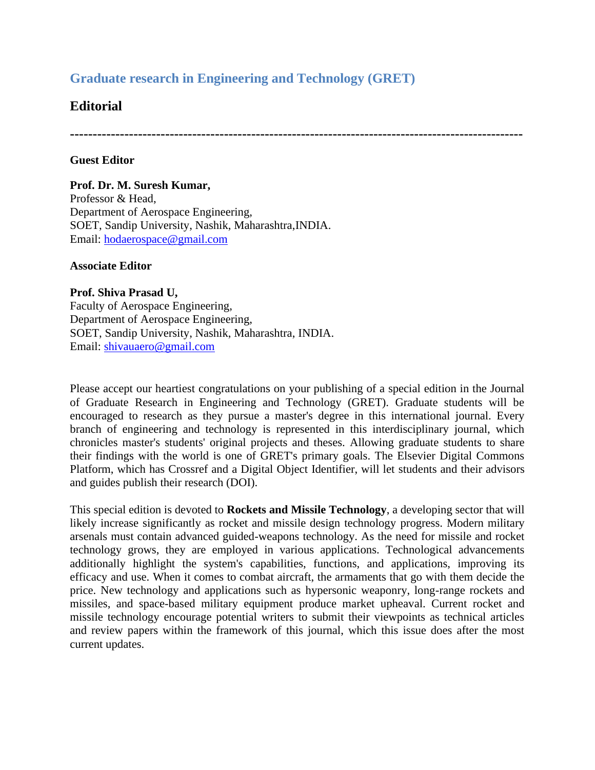## Graduate research in Engineering and Technology (GRET)

## Editorial

---

**Guest Editor**

**Prof. Dr. M. Suresh Kumar,**
Professor & Head,
Department of Aerospace Engineering,
SOET, Sandip University, Nashik, Maharashtra,INDIA.
Email: hodaerospace@gmail.com

**Associate Editor**

**Prof. Shiva Prasad U,**
Faculty of Aerospace Engineering,
Department of Aerospace Engineering,
SOET, Sandip University, Nashik, Maharashtra, INDIA.
Email: shivauaero@gmail.com

Please accept our heartiest congratulations on your publishing of a special edition in the Journal of Graduate Research in Engineering and Technology (GRET). Graduate students will be encouraged to research as they pursue a master's degree in this international journal. Every branch of engineering and technology is represented in this interdisciplinary journal, which chronicles master's students' original projects and theses. Allowing graduate students to share their findings with the world is one of GRET's primary goals. The Elsevier Digital Commons Platform, which has Crossref and a Digital Object Identifier, will let students and their advisors and guides publish their research (DOI).

This special edition is devoted to **Rockets and Missile Technology**, a developing sector that will likely increase significantly as rocket and missile design technology progress. Modern military arsenals must contain advanced guided-weapons technology. As the need for missile and rocket technology grows, they are employed in various applications. Technological advancements additionally highlight the system's capabilities, functions, and applications, improving its efficacy and use. When it comes to combat aircraft, the armaments that go with them decide the price. New technology and applications such as hypersonic weaponry, long-range rockets and missiles, and space-based military equipment produce market upheaval. Current rocket and missile technology encourage potential writers to submit their viewpoints as technical articles and review papers within the framework of this journal, which this issue does after the most current updates.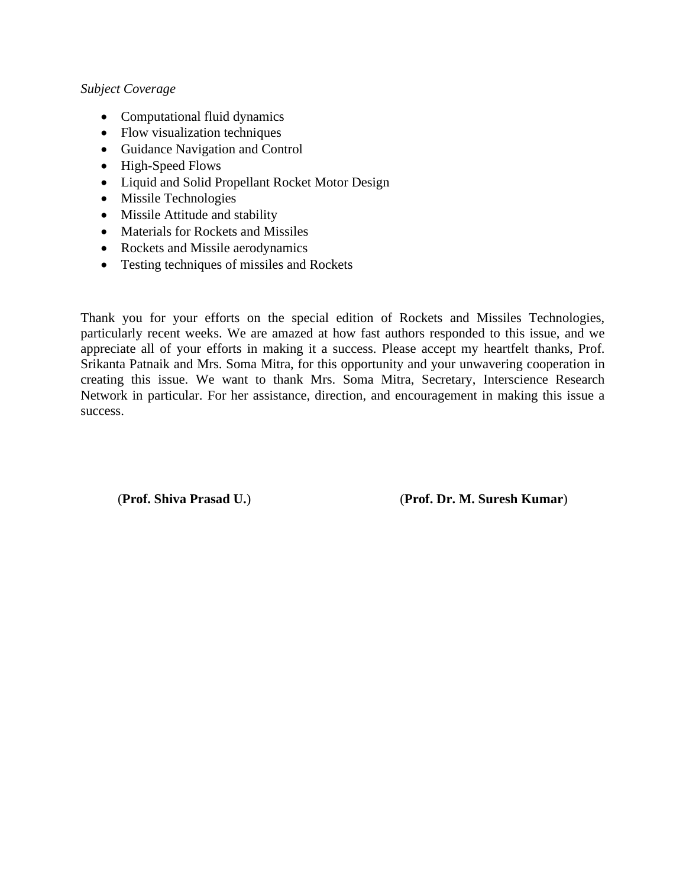*Subject Coverage*

- Computational fluid dynamics
- Flow visualization techniques
- Guidance Navigation and Control
- High-Speed Flows
- Liquid and Solid Propellant Rocket Motor Design
- Missile Technologies
- Missile Attitude and stability
- Materials for Rockets and Missiles
- Rockets and Missile aerodynamics
- Testing techniques of missiles and Rockets

Thank you for your efforts on the special edition of Rockets and Missiles Technologies, particularly recent weeks. We are amazed at how fast authors responded to this issue, and we appreciate all of your efforts in making it a success. Please accept my heartfelt thanks, Prof. Srikanta Patnaik and Mrs. Soma Mitra, for this opportunity and your unwavering cooperation in creating this issue. We want to thank Mrs. Soma Mitra, Secretary, Interscience Research Network in particular. For her assistance, direction, and encouragement in making this issue a success.

(**Prof. Shiva Prasad U.**)

(**Prof. Dr. M. Suresh Kumar**)